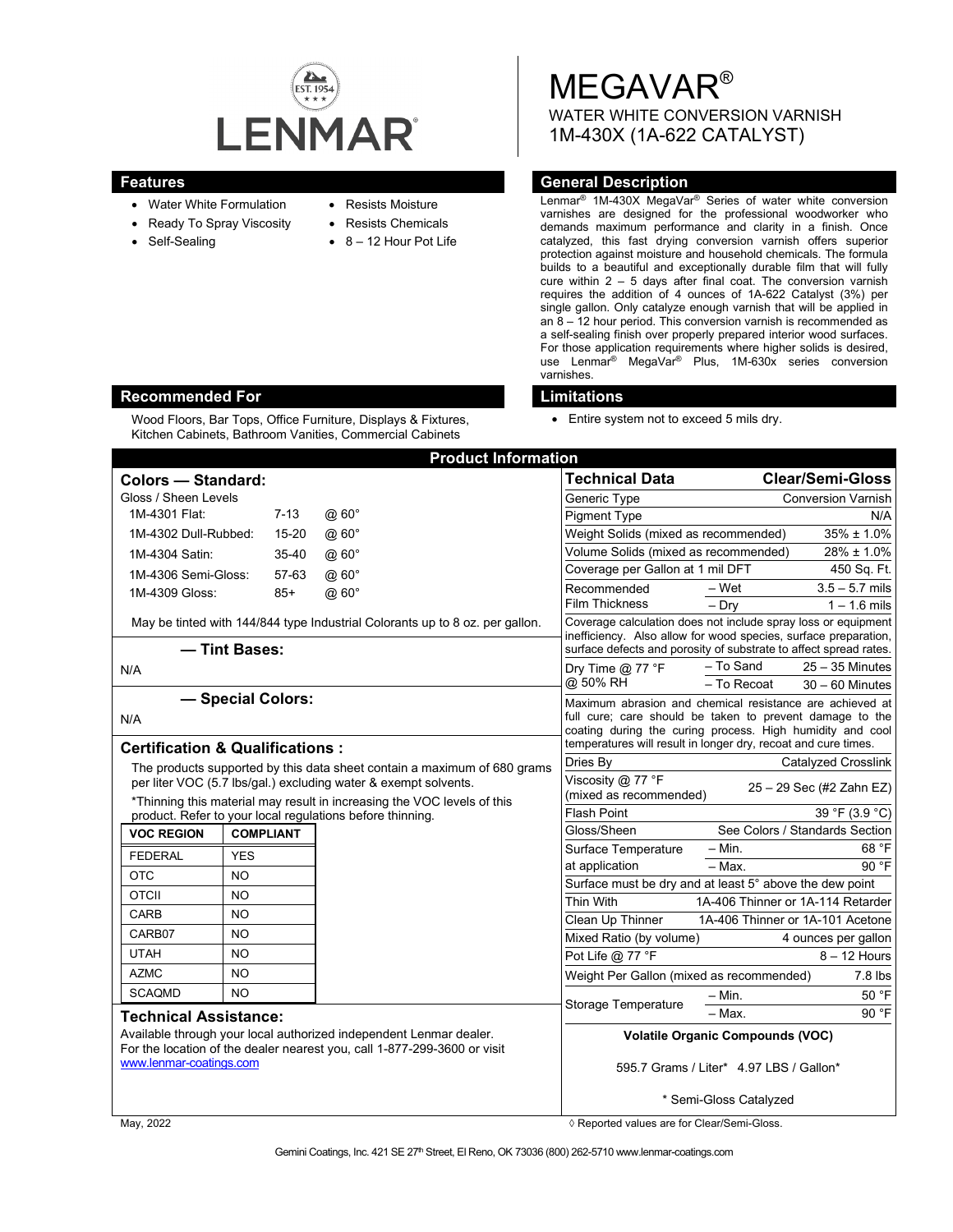LENMAR

EST. 1954

# MEGAVAR®

WATER WHITE CONVERSION VARNISH

1M-430X (1A-622 CATALYST)

## Features

- Water White Formulation
- Ready To Spray Viscosity
- Self-Sealing
- Resists Moisture
- Resists Chemicals
- 8 – 12 Hour Pot Life

## General Description

Lenmar® 1M-430X MegaVar® Series of water white conversion varnishes are designed for the professional woodworker who demands maximum performance and clarity in a finish. Once catalyzed, this fast drying conversion varnish offers superior protection against moisture and household chemicals. The formula builds to a beautiful and exceptionally durable film that will fully cure within 2 – 5 days after final coat. The conversion varnish requires the addition of 4 ounces of 1A-622 Catalyst (3%) per single gallon. Only catalyze enough varnish that will be applied in an 8 – 12 hour period. This conversion varnish is recommended as a self-sealing finish over properly prepared interior wood surfaces. For those application requirements where higher solids is desired, use Lenmar® MegaVar® Plus, 1M-630x series conversion varnishes.

## Recommended For

Wood Floors, Bar Tops, Office Furniture, Displays & Fixtures, Kitchen Cabinets, Bathroom Vanities, Commercial Cabinets

## Limitations

- Entire system not to exceed 5 mils dry.

## Product Information

### Colors — Standard:

Gloss / Sheen Levels

| | | |
|---|---|---|
| 1M-4301 Flat: | 7-13 | @ 60° |
| 1M-4302 Dull-Rubbed: | 15-20 | @ 60° |
| 1M-4304 Satin: | 35-40 | @ 60° |
| 1M-4306 Semi-Gloss: | 57-63 | @ 60° |
| 1M-4309 Gloss: | 85+ | @ 60° |

May be tinted with 144/844 type Industrial Colorants up to 8 oz. per gallon.

### — Tint Bases:

N/A

### — Special Colors:

N/A

### Certification & Qualifications :

The products supported by this data sheet contain a maximum of 680 grams per liter VOC (5.7 lbs/gal.) excluding water & exempt solvents.

*Thinning this material may result in increasing the VOC levels of this product. Refer to your local regulations before thinning.

| VOC REGION | COMPLIANT |
|---|---|
| FEDERAL | YES |
| OTC | NO |
| OTCII | NO |
| CARB | NO |
| CARB07 | NO |
| UTAH | NO |
| AZMC | NO |
| SCAQMD | NO |

### Technical Assistance:

Available through your local authorized independent Lenmar dealer. For the location of the dealer nearest you, call 1-877-299-3600 or visit www.lenmar-coatings.com

### Technical Data

| Technical Data | | Clear/Semi-Gloss |
|---|---|---|
| Generic Type | | Conversion Varnish |
| Pigment Type | | N/A |
| Weight Solids (mixed as recommended) | | 35% ± 1.0% |
| Volume Solids (mixed as recommended) | | 28% ± 1.0% |
| Coverage per Gallon at 1 mil DFT | | 450 Sq. Ft. |
| Recommended Film Thickness | – Wet | 3.5 – 5.7 mils |
| | – Dry | 1 – 1.6 mils |
| Coverage calculation does not include spray loss or equipment inefficiency. Also allow for wood species, surface preparation, surface defects and porosity of substrate to affect spread rates. | | |
| Dry Time @ 77 °F @ 50% RH | – To Sand | 25 – 35 Minutes |
| | – To Recoat | 30 – 60 Minutes |
| Maximum abrasion and chemical resistance are achieved at full cure; care should be taken to prevent damage to the coating during the curing process. High humidity and cool temperatures will result in longer dry, recoat and cure times. | | |
| Dries By | | Catalyzed Crosslink |
| Viscosity @ 77 °F (mixed as recommended) | | 25 – 29 Sec (#2 Zahn EZ) |
| Flash Point | | 39 °F (3.9 °C) |
| Gloss/Sheen | | See Colors / Standards Section |
| Surface Temperature at application | – Min. | 68 °F |
| | – Max. | 90 °F |
| Surface must be dry and at least 5° above the dew point | | |
| Thin With | | 1A-406 Thinner or 1A-114 Retarder |
| Clean Up Thinner | | 1A-406 Thinner or 1A-101 Acetone |
| Mixed Ratio (by volume) | | 4 ounces per gallon |
| Pot Life @ 77 °F | | 8 – 12 Hours |
| Weight Per Gallon (mixed as recommended) | | 7.8 lbs |
| Storage Temperature | – Min. | 50 °F |
| | – Max. | 90 °F |

**Volatile Organic Compounds (VOC)**

595.7 Grams / Liter* 4.97 LBS / Gallon*

\* Semi-Gloss Catalyzed

May, 2022

◊ Reported values are for Clear/Semi-Gloss.

Gemini Coatings, Inc. 421 SE 27th Street, El Reno, OK 73036 (800) 262-5710 www.lenmar-coatings.com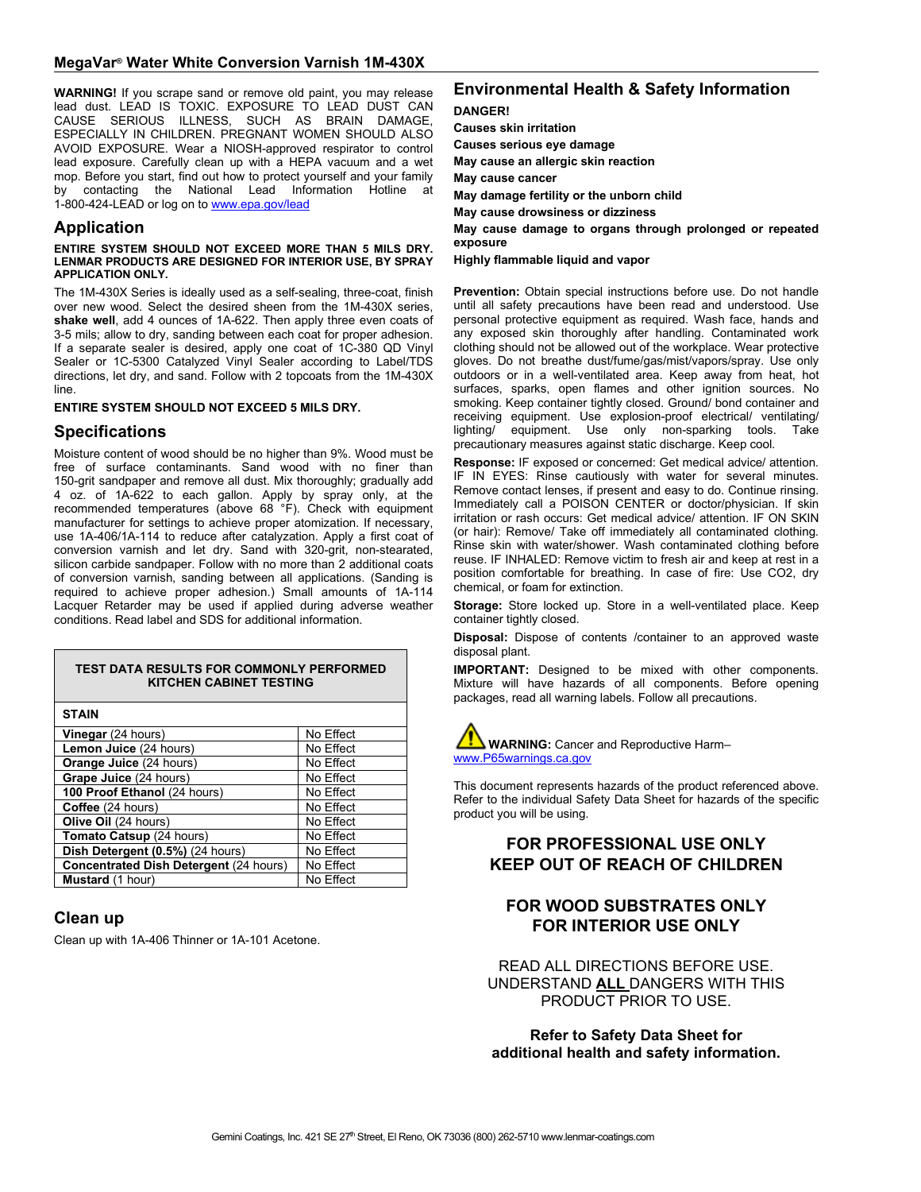## MegaVar® Water White Conversion Varnish 1M-430X

**WARNING!** If you scrape sand or remove old paint, you may release lead dust. LEAD IS TOXIC. EXPOSURE TO LEAD DUST CAN CAUSE SERIOUS ILLNESS, SUCH AS BRAIN DAMAGE, ESPECIALLY IN CHILDREN. PREGNANT WOMEN SHOULD ALSO AVOID EXPOSURE. Wear a NIOSH-approved respirator to control lead exposure. Carefully clean up with a HEPA vacuum and a wet mop. Before you start, find out how to protect yourself and your family by contacting the National Lead Information Hotline at 1-800-424-LEAD or log on to www.epa.gov/lead

## Application

**ENTIRE SYSTEM SHOULD NOT EXCEED MORE THAN 5 MILS DRY. LENMAR PRODUCTS ARE DESIGNED FOR INTERIOR USE, BY SPRAY APPLICATION ONLY.**

The 1M-430X Series is ideally used as a self-sealing, three-coat, finish over new wood. Select the desired sheen from the 1M-430X series, **shake well**, add 4 ounces of 1A-622. Then apply three even coats of 3-5 mils; allow to dry, sanding between each coat for proper adhesion. If a separate sealer is desired, apply one coat of 1C-380 QD Vinyl Sealer or 1C-5300 Catalyzed Vinyl Sealer according to Label/TDS directions, let dry, and sand. Follow with 2 topcoats from the 1M-430X line.

**ENTIRE SYSTEM SHOULD NOT EXCEED 5 MILS DRY.**

## Specifications

Moisture content of wood should be no higher than 9%. Wood must be free of surface contaminants. Sand wood with no finer than 150-grit sandpaper and remove all dust. Mix thoroughly; gradually add 4 oz. of 1A-622 to each gallon. Apply by spray only, at the recommended temperatures (above 68 °F). Check with equipment manufacturer for settings to achieve proper atomization. If necessary, use 1A-406/1A-114 to reduce after catalyzation. Apply a first coat of conversion varnish and let dry. Sand with 320-grit, non-stearated, silicon carbide sandpaper. Follow with no more than 2 additional coats of conversion varnish, sanding between all applications. (Sanding is required to achieve proper adhesion.) Small amounts of 1A-114 Lacquer Retarder may be used if applied during adverse weather conditions. Read label and SDS for additional information.

**TEST DATA RESULTS FOR COMMONLY PERFORMED KITCHEN CABINET TESTING**

| STAIN | |
|---|---|
| **Vinegar** (24 hours) | No Effect |
| **Lemon Juice** (24 hours) | No Effect |
| **Orange Juice** (24 hours) | No Effect |
| **Grape Juice** (24 hours) | No Effect |
| **100 Proof Ethanol** (24 hours) | No Effect |
| **Coffee** (24 hours) | No Effect |
| **Olive Oil** (24 hours) | No Effect |
| **Tomato Catsup** (24 hours) | No Effect |
| **Dish Detergent (0.5%)** (24 hours) | No Effect |
| **Concentrated Dish Detergent** (24 hours) | No Effect |
| **Mustard** (1 hour) | No Effect |

## Clean up

Clean up with 1A-406 Thinner or 1A-101 Acetone.

## Environmental Health & Safety Information

**DANGER!**

**Causes skin irritation**

**Causes serious eye damage**

**May cause an allergic skin reaction**

**May cause cancer**

**May damage fertility or the unborn child**

**May cause drowsiness or dizziness**

**May cause damage to organs through prolonged or repeated exposure**

**Highly flammable liquid and vapor**

**Prevention:** Obtain special instructions before use. Do not handle until all safety precautions have been read and understood. Use personal protective equipment as required. Wash face, hands and any exposed skin thoroughly after handling. Contaminated work clothing should not be allowed out of the workplace. Wear protective gloves. Do not breathe dust/fume/gas/mist/vapors/spray. Use only outdoors or in a well-ventilated area. Keep away from heat, hot surfaces, sparks, open flames and other ignition sources. No smoking. Keep container tightly closed. Ground/ bond container and receiving equipment. Use explosion-proof electrical/ ventilating/ lighting/ equipment. Use only non-sparking tools. Take precautionary measures against static discharge. Keep cool.

**Response:** IF exposed or concerned: Get medical advice/ attention. IF IN EYES: Rinse cautiously with water for several minutes. Remove contact lenses, if present and easy to do. Continue rinsing. Immediately call a POISON CENTER or doctor/physician. If skin irritation or rash occurs: Get medical advice/ attention. IF ON SKIN (or hair): Remove/ Take off immediately all contaminated clothing. Rinse skin with water/shower. Wash contaminated clothing before reuse. IF INHALED: Remove victim to fresh air and keep at rest in a position comfortable for breathing. In case of fire: Use CO2, dry chemical, or foam for extinction.

**Storage:** Store locked up. Store in a well-ventilated place. Keep container tightly closed.

**Disposal:** Dispose of contents /container to an approved waste disposal plant.

**IMPORTANT:** Designed to be mixed with other components. Mixture will have hazards of all components. Before opening packages, read all warning labels. Follow all precautions.

**WARNING:** Cancer and Reproductive Harm– www.P65warnings.ca.gov

This document represents hazards of the product referenced above. Refer to the individual Safety Data Sheet for hazards of the specific product you will be using.

**FOR PROFESSIONAL USE ONLY**
**KEEP OUT OF REACH OF CHILDREN**

**FOR WOOD SUBSTRATES ONLY**
**FOR INTERIOR USE ONLY**

READ ALL DIRECTIONS BEFORE USE. UNDERSTAND **ALL** DANGERS WITH THIS PRODUCT PRIOR TO USE.

**Refer to Safety Data Sheet for additional health and safety information.**

Gemini Coatings, Inc. 421 SE 27th Street, El Reno, OK 73036 (800) 262-5710 www.lenmar-coatings.com